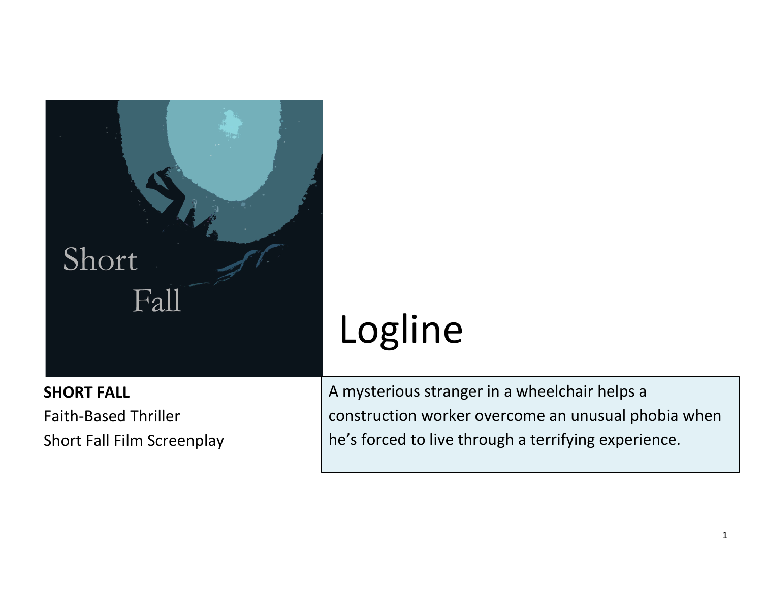# Logline

**SHORT FALL**
Faith-Based Thriller
Short Fall Film Screenplay

A mysterious stranger in a wheelchair helps a construction worker overcome an unusual phobia when he's forced to live through a terrifying experience.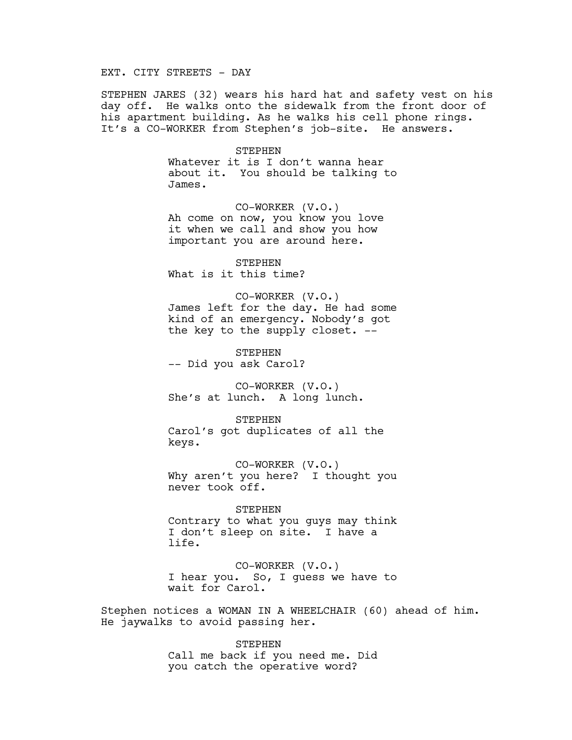EXT. CITY STREETS - DAY

STEPHEN JARES (32) wears his hard hat and safety vest on his day off. He walks onto the sidewalk from the front door of his apartment building. As he walks his cell phone rings. It's a CO-WORKER from Stephen's job-site. He answers.

STEPHEN
Whatever it is I don't wanna hear about it. You should be talking to James.

CO-WORKER (V.O.)
Ah come on now, you know you love it when we call and show you how important you are around here.

STEPHEN
What is it this time?

CO-WORKER (V.O.)
James left for the day. He had some kind of an emergency. Nobody's got the key to the supply closet. --

STEPHEN
-- Did you ask Carol?

CO-WORKER (V.O.)
She's at lunch. A long lunch.

STEPHEN
Carol's got duplicates of all the keys.

CO-WORKER (V.O.)
Why aren't you here? I thought you never took off.

STEPHEN
Contrary to what you guys may think I don't sleep on site. I have a life.

CO-WORKER (V.O.)
I hear you. So, I guess we have to wait for Carol.

Stephen notices a WOMAN IN A WHEELCHAIR (60) ahead of him. He jaywalks to avoid passing her.

STEPHEN
Call me back if you need me. Did you catch the operative word?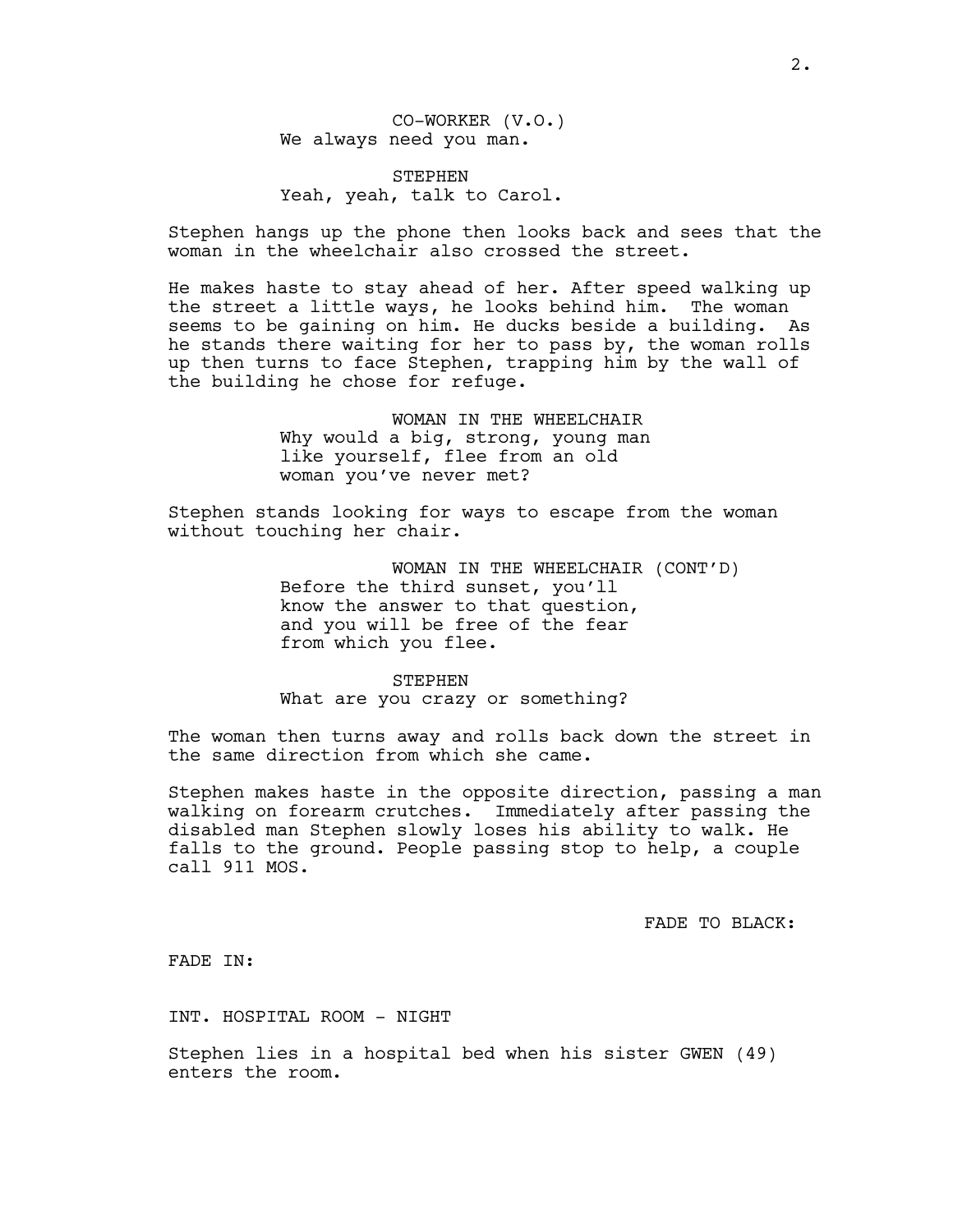CO-WORKER (V.O.)
We always need you man.

STEPHEN
Yeah, yeah, talk to Carol.

Stephen hangs up the phone then looks back and sees that the woman in the wheelchair also crossed the street.

He makes haste to stay ahead of her. After speed walking up the street a little ways, he looks behind him. The woman seems to be gaining on him. He ducks beside a building. As he stands there waiting for her to pass by, the woman rolls up then turns to face Stephen, trapping him by the wall of the building he chose for refuge.

WOMAN IN THE WHEELCHAIR
Why would a big, strong, young man like yourself, flee from an old woman you've never met?

Stephen stands looking for ways to escape from the woman without touching her chair.

WOMAN IN THE WHEELCHAIR (CONT'D)
Before the third sunset, you'll know the answer to that question, and you will be free of the fear from which you flee.

STEPHEN
What are you crazy or something?

The woman then turns away and rolls back down the street in the same direction from which she came.

Stephen makes haste in the opposite direction, passing a man walking on forearm crutches. Immediately after passing the disabled man Stephen slowly loses his ability to walk. He falls to the ground. People passing stop to help, a couple call 911 MOS.

FADE TO BLACK:

FADE IN:

INT. HOSPITAL ROOM - NIGHT

Stephen lies in a hospital bed when his sister GWEN (49) enters the room.